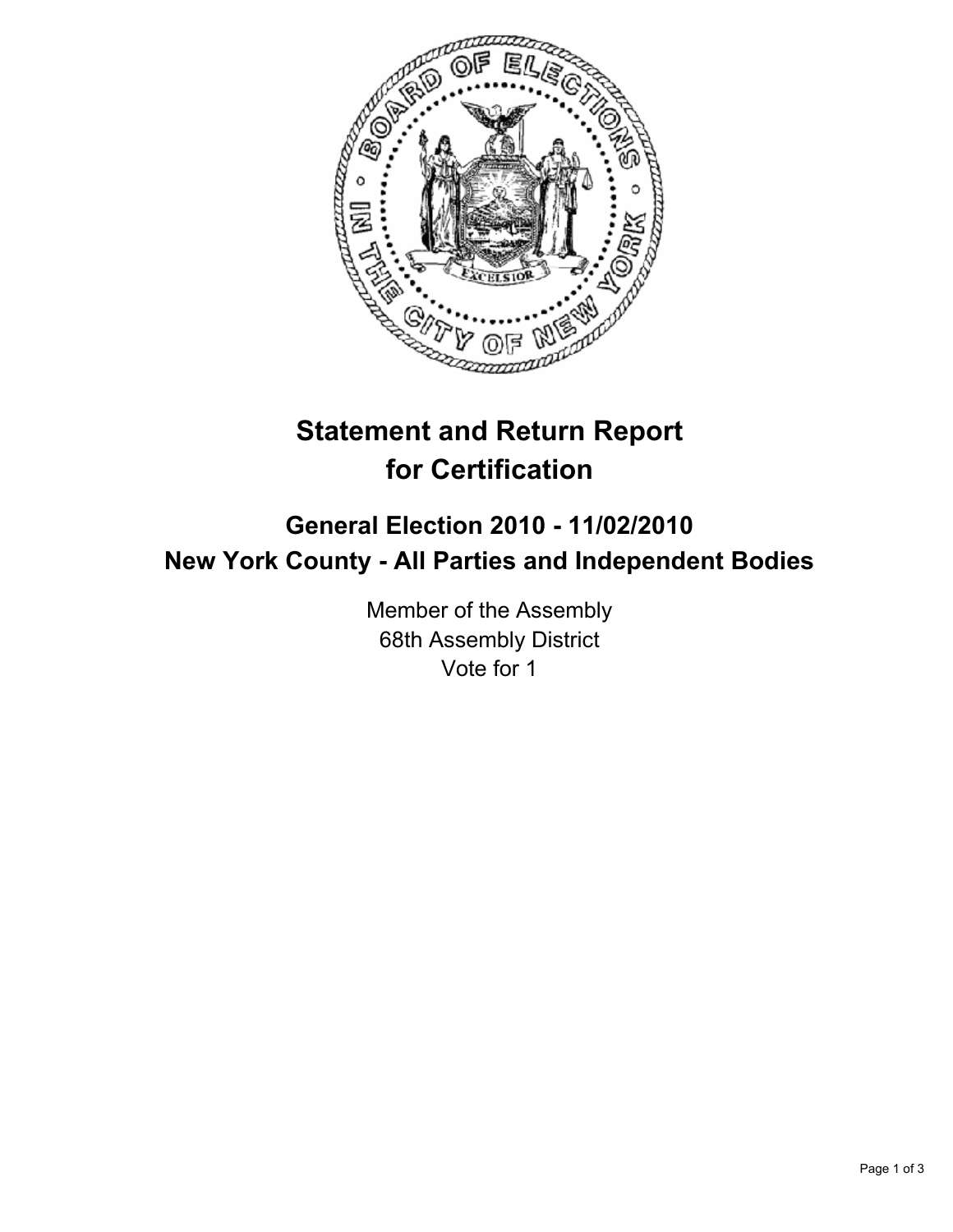# Statement and Return Report for Certification

## General Election 2010 - 11/02/2010
## New York County - All Parties and Independent Bodies

Member of the Assembly
68th Assembly District
Vote for 1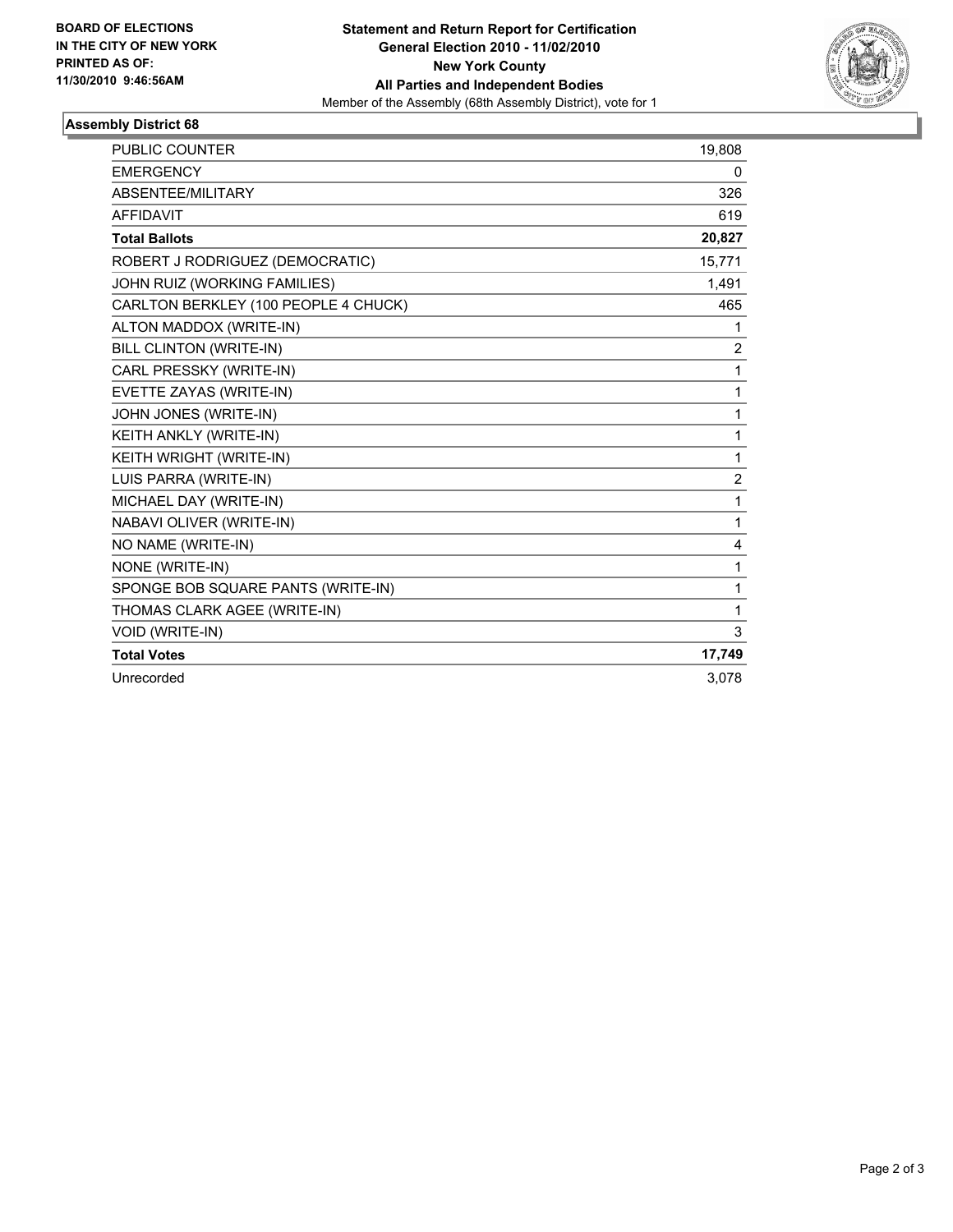**BOARD OF ELECTIONS IN THE CITY OF NEW YORK PRINTED AS OF: 11/30/2010 9:46:56AM**

**Statement and Return Report for Certification General Election 2010 - 11/02/2010 New York County All Parties and Independent Bodies**

Member of the Assembly (68th Assembly District), vote for 1

## Assembly District 68

| | |
|---|---|
| PUBLIC COUNTER | 19,808 |
| EMERGENCY | 0 |
| ABSENTEE/MILITARY | 326 |
| AFFIDAVIT | 619 |
| **Total Ballots** | **20,827** |
| ROBERT J RODRIGUEZ (DEMOCRATIC) | 15,771 |
| JOHN RUIZ (WORKING FAMILIES) | 1,491 |
| CARLTON BERKLEY (100 PEOPLE 4 CHUCK) | 465 |
| ALTON MADDOX (WRITE-IN) | 1 |
| BILL CLINTON (WRITE-IN) | 2 |
| CARL PRESSKY (WRITE-IN) | 1 |
| EVETTE ZAYAS (WRITE-IN) | 1 |
| JOHN JONES (WRITE-IN) | 1 |
| KEITH ANKLY (WRITE-IN) | 1 |
| KEITH WRIGHT (WRITE-IN) | 1 |
| LUIS PARRA (WRITE-IN) | 2 |
| MICHAEL DAY (WRITE-IN) | 1 |
| NABAVI OLIVER (WRITE-IN) | 1 |
| NO NAME (WRITE-IN) | 4 |
| NONE (WRITE-IN) | 1 |
| SPONGE BOB SQUARE PANTS (WRITE-IN) | 1 |
| THOMAS CLARK AGEE (WRITE-IN) | 1 |
| VOID (WRITE-IN) | 3 |
| **Total Votes** | **17,749** |
| Unrecorded | 3,078 |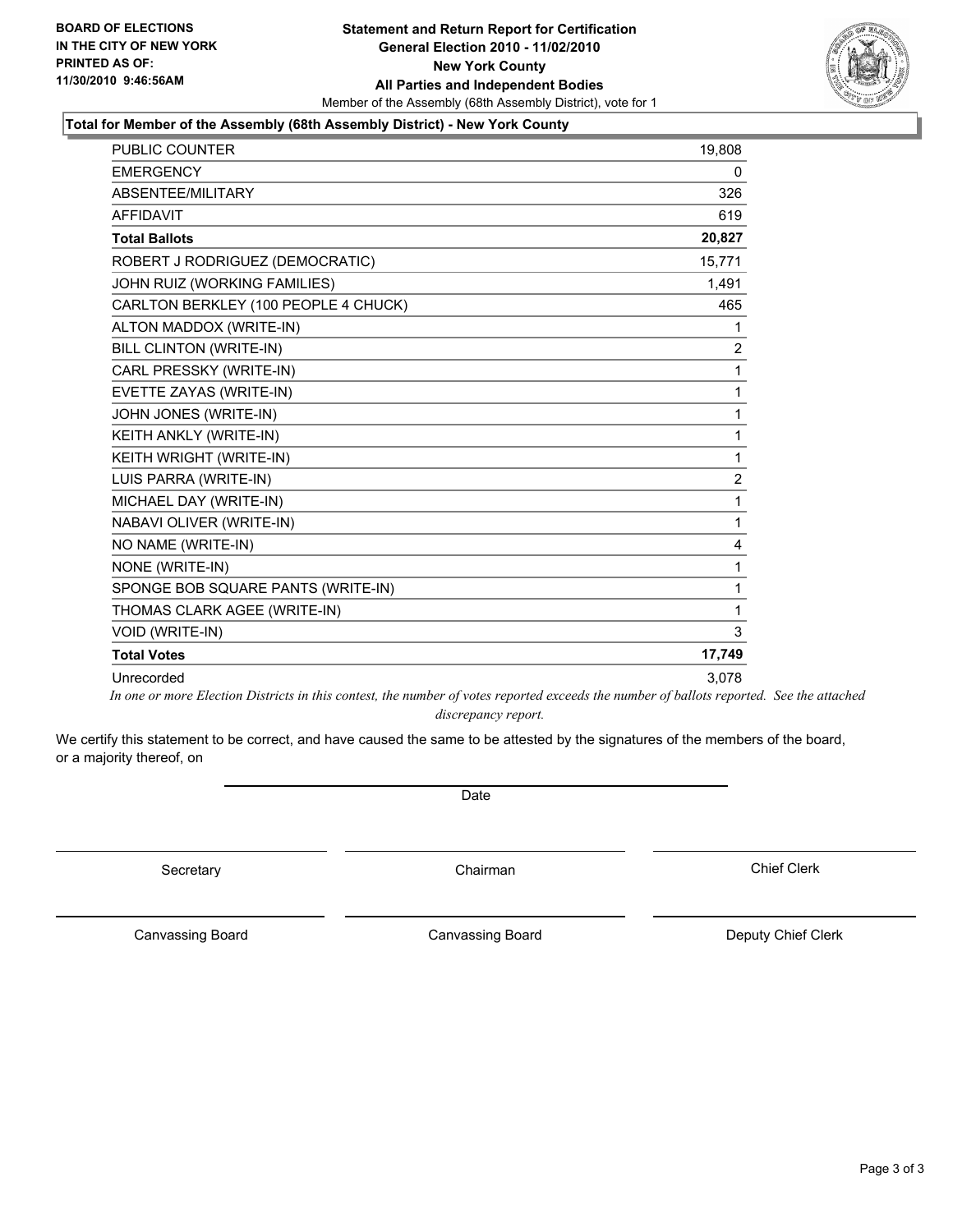**BOARD OF ELECTIONS IN THE CITY OF NEW YORK PRINTED AS OF: 11/30/2010 9:46:56AM**

# Statement and Return Report for Certification
## General Election 2010 - 11/02/2010
## New York County
## All Parties and Independent Bodies

Member of the Assembly (68th Assembly District), vote for 1

### Total for Member of the Assembly (68th Assembly District) - New York County

| | |
|---|---|
| PUBLIC COUNTER | 19,808 |
| EMERGENCY | 0 |
| ABSENTEE/MILITARY | 326 |
| AFFIDAVIT | 619 |
| **Total Ballots** | **20,827** |
| ROBERT J RODRIGUEZ (DEMOCRATIC) | 15,771 |
| JOHN RUIZ (WORKING FAMILIES) | 1,491 |
| CARLTON BERKLEY (100 PEOPLE 4 CHUCK) | 465 |
| ALTON MADDOX (WRITE-IN) | 1 |
| BILL CLINTON (WRITE-IN) | 2 |
| CARL PRESSKY (WRITE-IN) | 1 |
| EVETTE ZAYAS (WRITE-IN) | 1 |
| JOHN JONES (WRITE-IN) | 1 |
| KEITH ANKLY (WRITE-IN) | 1 |
| KEITH WRIGHT (WRITE-IN) | 1 |
| LUIS PARRA (WRITE-IN) | 2 |
| MICHAEL DAY (WRITE-IN) | 1 |
| NABAVI OLIVER (WRITE-IN) | 1 |
| NO NAME (WRITE-IN) | 4 |
| NONE (WRITE-IN) | 1 |
| SPONGE BOB SQUARE PANTS (WRITE-IN) | 1 |
| THOMAS CLARK AGEE (WRITE-IN) | 1 |
| VOID (WRITE-IN) | 3 |
| **Total Votes** | **17,749** |
| Unrecorded | 3,078 |

*In one or more Election Districts in this contest, the number of votes reported exceeds the number of ballots reported. See the attached discrepancy report.*

We certify this statement to be correct, and have caused the same to be attested by the signatures of the members of the board, or a majority thereof, on

Date

Secretary | Chairman | Chief Clerk

Canvassing Board | Canvassing Board | Deputy Chief Clerk